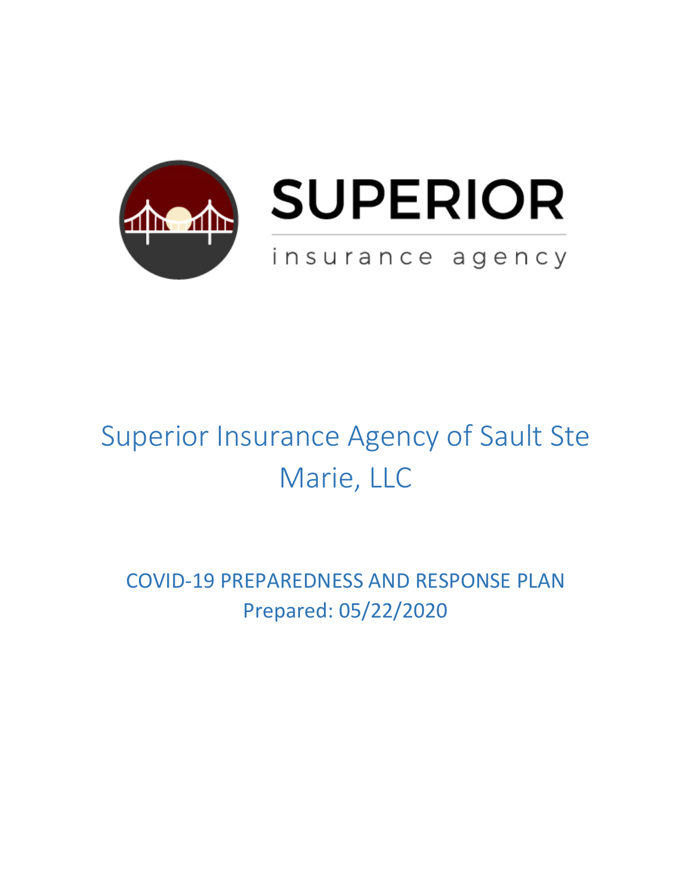SUPERIOR

insurance agency

# Superior Insurance Agency of Sault Ste Marie, LLC

## COVID-19 PREPAREDNESS AND RESPONSE PLAN

Prepared: 05/22/2020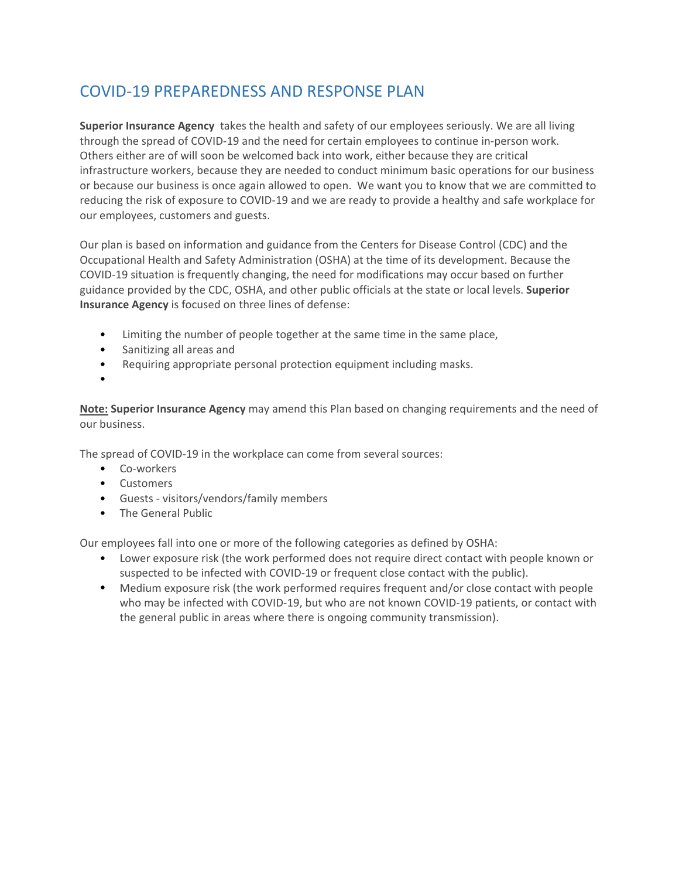# COVID-19 PREPAREDNESS AND RESPONSE PLAN

**Superior Insurance Agency** takes the health and safety of our employees seriously. We are all living through the spread of COVID-19 and the need for certain employees to continue in-person work. Others either are of will soon be welcomed back into work, either because they are critical infrastructure workers, because they are needed to conduct minimum basic operations for our business or because our business is once again allowed to open. We want you to know that we are committed to reducing the risk of exposure to COVID-19 and we are ready to provide a healthy and safe workplace for our employees, customers and guests.

Our plan is based on information and guidance from the Centers for Disease Control (CDC) and the Occupational Health and Safety Administration (OSHA) at the time of its development. Because the COVID-19 situation is frequently changing, the need for modifications may occur based on further guidance provided by the CDC, OSHA, and other public officials at the state or local levels. **Superior Insurance Agency** is focused on three lines of defense:

- Limiting the number of people together at the same time in the same place,
- Sanitizing all areas and
- Requiring appropriate personal protection equipment including masks.

**<u>Note:</u> Superior Insurance Agency** may amend this Plan based on changing requirements and the need of our business.

The spread of COVID-19 in the workplace can come from several sources:

- Co-workers
- Customers
- Guests - visitors/vendors/family members
- The General Public

Our employees fall into one or more of the following categories as defined by OSHA:

- Lower exposure risk (the work performed does not require direct contact with people known or suspected to be infected with COVID-19 or frequent close contact with the public).
- Medium exposure risk (the work performed requires frequent and/or close contact with people who may be infected with COVID-19, but who are not known COVID-19 patients, or contact with the general public in areas where there is ongoing community transmission).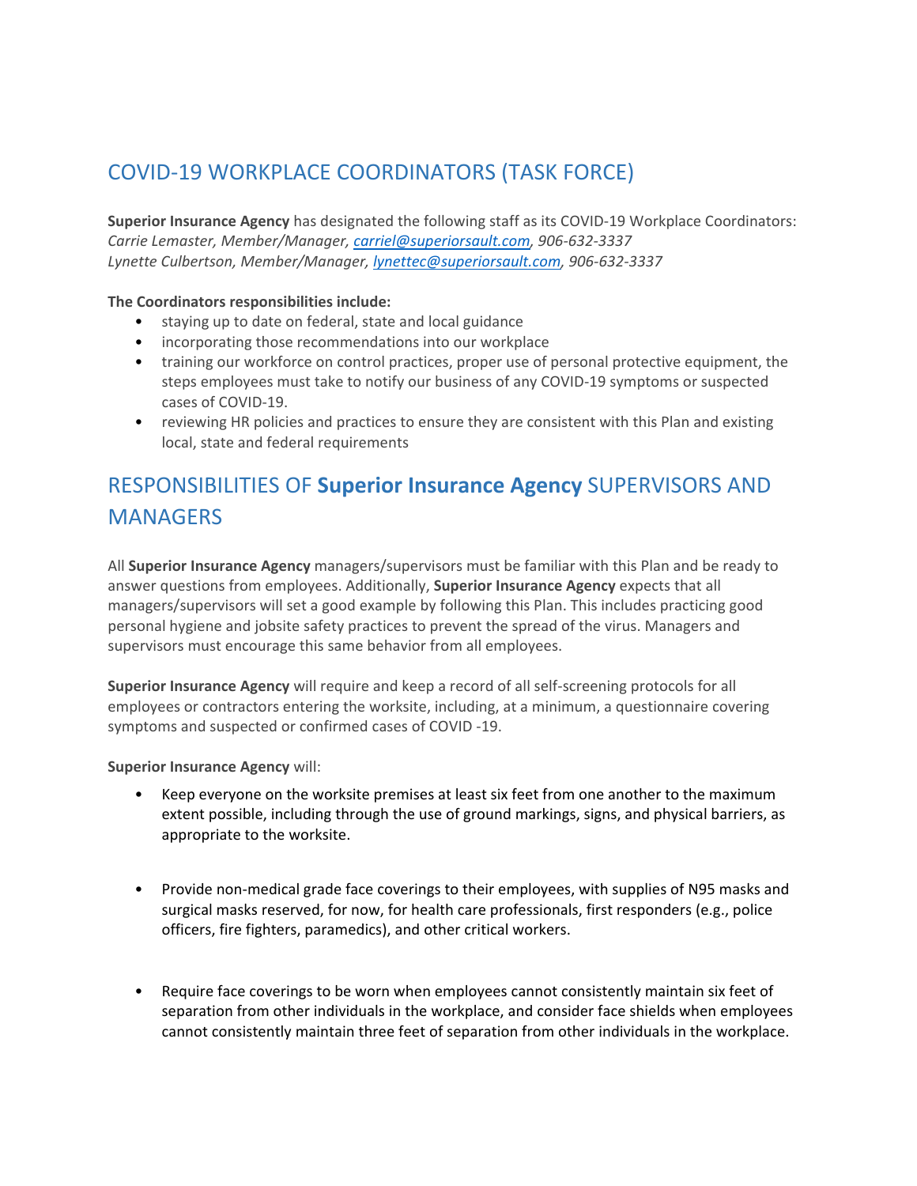## COVID-19 WORKPLACE COORDINATORS (TASK FORCE)

**Superior Insurance Agency** has designated the following staff as its COVID-19 Workplace Coordinators:
*Carrie Lemaster, Member/Manager, carriel@superiorsault.com, 906-632-3337*
*Lynette Culbertson, Member/Manager, lynettec@superiorsault.com, 906-632-3337*

**The Coordinators responsibilities include:**

- staying up to date on federal, state and local guidance
- incorporating those recommendations into our workplace
- training our workforce on control practices, proper use of personal protective equipment, the steps employees must take to notify our business of any COVID-19 symptoms or suspected cases of COVID-19.
- reviewing HR policies and practices to ensure they are consistent with this Plan and existing local, state and federal requirements

## RESPONSIBILITIES OF **Superior Insurance Agency** SUPERVISORS AND MANAGERS

All **Superior Insurance Agency** managers/supervisors must be familiar with this Plan and be ready to answer questions from employees. Additionally, **Superior Insurance Agency** expects that all managers/supervisors will set a good example by following this Plan. This includes practicing good personal hygiene and jobsite safety practices to prevent the spread of the virus. Managers and supervisors must encourage this same behavior from all employees.

**Superior Insurance Agency** will require and keep a record of all self-screening protocols for all employees or contractors entering the worksite, including, at a minimum, a questionnaire covering symptoms and suspected or confirmed cases of COVID -19.

**Superior Insurance Agency** will:

- Keep everyone on the worksite premises at least six feet from one another to the maximum extent possible, including through the use of ground markings, signs, and physical barriers, as appropriate to the worksite.
- Provide non-medical grade face coverings to their employees, with supplies of N95 masks and surgical masks reserved, for now, for health care professionals, first responders (e.g., police officers, fire fighters, paramedics), and other critical workers.
- Require face coverings to be worn when employees cannot consistently maintain six feet of separation from other individuals in the workplace, and consider face shields when employees cannot consistently maintain three feet of separation from other individuals in the workplace.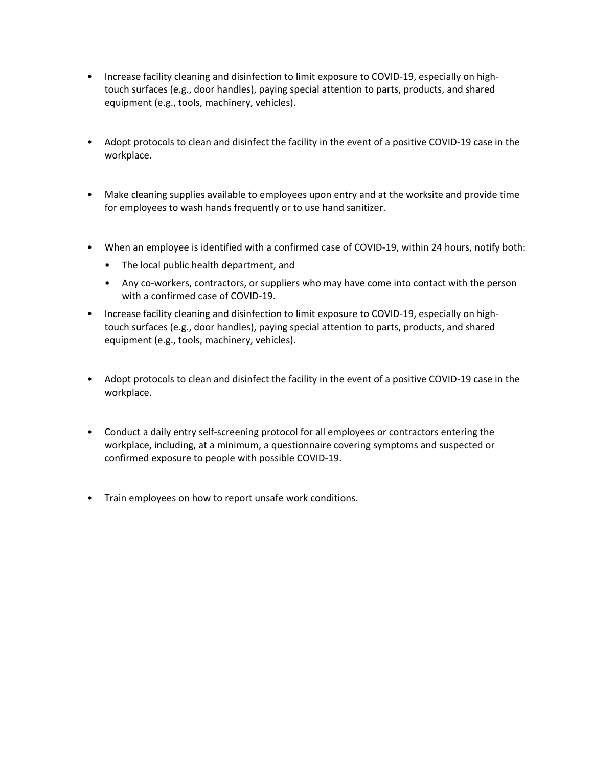- Increase facility cleaning and disinfection to limit exposure to COVID-19, especially on high-touch surfaces (e.g., door handles), paying special attention to parts, products, and shared equipment (e.g., tools, machinery, vehicles).

- Adopt protocols to clean and disinfect the facility in the event of a positive COVID-19 case in the workplace.

- Make cleaning supplies available to employees upon entry and at the worksite and provide time for employees to wash hands frequently or to use hand sanitizer.

- When an employee is identified with a confirmed case of COVID-19, within 24 hours, notify both:
  - The local public health department, and
  - Any co-workers, contractors, or suppliers who may have come into contact with the person with a confirmed case of COVID-19.
- Increase facility cleaning and disinfection to limit exposure to COVID-19, especially on high-touch surfaces (e.g., door handles), paying special attention to parts, products, and shared equipment (e.g., tools, machinery, vehicles).

- Adopt protocols to clean and disinfect the facility in the event of a positive COVID-19 case in the workplace.

- Conduct a daily entry self-screening protocol for all employees or contractors entering the workplace, including, at a minimum, a questionnaire covering symptoms and suspected or confirmed exposure to people with possible COVID-19.

- Train employees on how to report unsafe work conditions.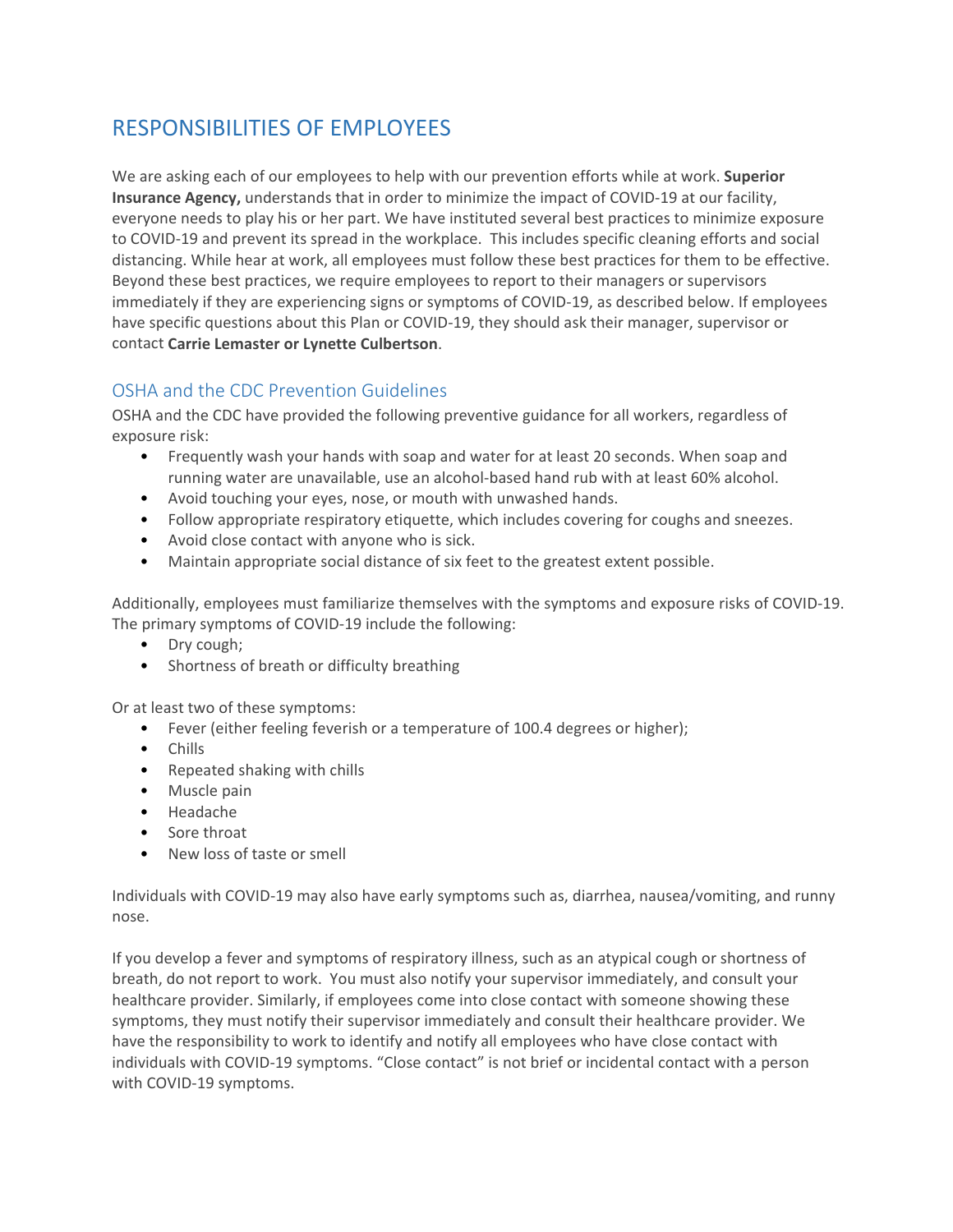# RESPONSIBILITIES OF EMPLOYEES

We are asking each of our employees to help with our prevention efforts while at work. **Superior Insurance Agency,** understands that in order to minimize the impact of COVID-19 at our facility, everyone needs to play his or her part. We have instituted several best practices to minimize exposure to COVID-19 and prevent its spread in the workplace. This includes specific cleaning efforts and social distancing. While hear at work, all employees must follow these best practices for them to be effective. Beyond these best practices, we require employees to report to their managers or supervisors immediately if they are experiencing signs or symptoms of COVID-19, as described below. If employees have specific questions about this Plan or COVID-19, they should ask their manager, supervisor or contact **Carrie Lemaster or Lynette Culbertson**.

## OSHA and the CDC Prevention Guidelines

OSHA and the CDC have provided the following preventive guidance for all workers, regardless of exposure risk:

- Frequently wash your hands with soap and water for at least 20 seconds. When soap and running water are unavailable, use an alcohol-based hand rub with at least 60% alcohol.
- Avoid touching your eyes, nose, or mouth with unwashed hands.
- Follow appropriate respiratory etiquette, which includes covering for coughs and sneezes.
- Avoid close contact with anyone who is sick.
- Maintain appropriate social distance of six feet to the greatest extent possible.

Additionally, employees must familiarize themselves with the symptoms and exposure risks of COVID-19. The primary symptoms of COVID-19 include the following:

- Dry cough;
- Shortness of breath or difficulty breathing

Or at least two of these symptoms:

- Fever (either feeling feverish or a temperature of 100.4 degrees or higher);
- Chills
- Repeated shaking with chills
- Muscle pain
- Headache
- Sore throat
- New loss of taste or smell

Individuals with COVID-19 may also have early symptoms such as, diarrhea, nausea/vomiting, and runny nose.

If you develop a fever and symptoms of respiratory illness, such as an atypical cough or shortness of breath, do not report to work. You must also notify your supervisor immediately, and consult your healthcare provider. Similarly, if employees come into close contact with someone showing these symptoms, they must notify their supervisor immediately and consult their healthcare provider. We have the responsibility to work to identify and notify all employees who have close contact with individuals with COVID-19 symptoms. "Close contact" is not brief or incidental contact with a person with COVID-19 symptoms.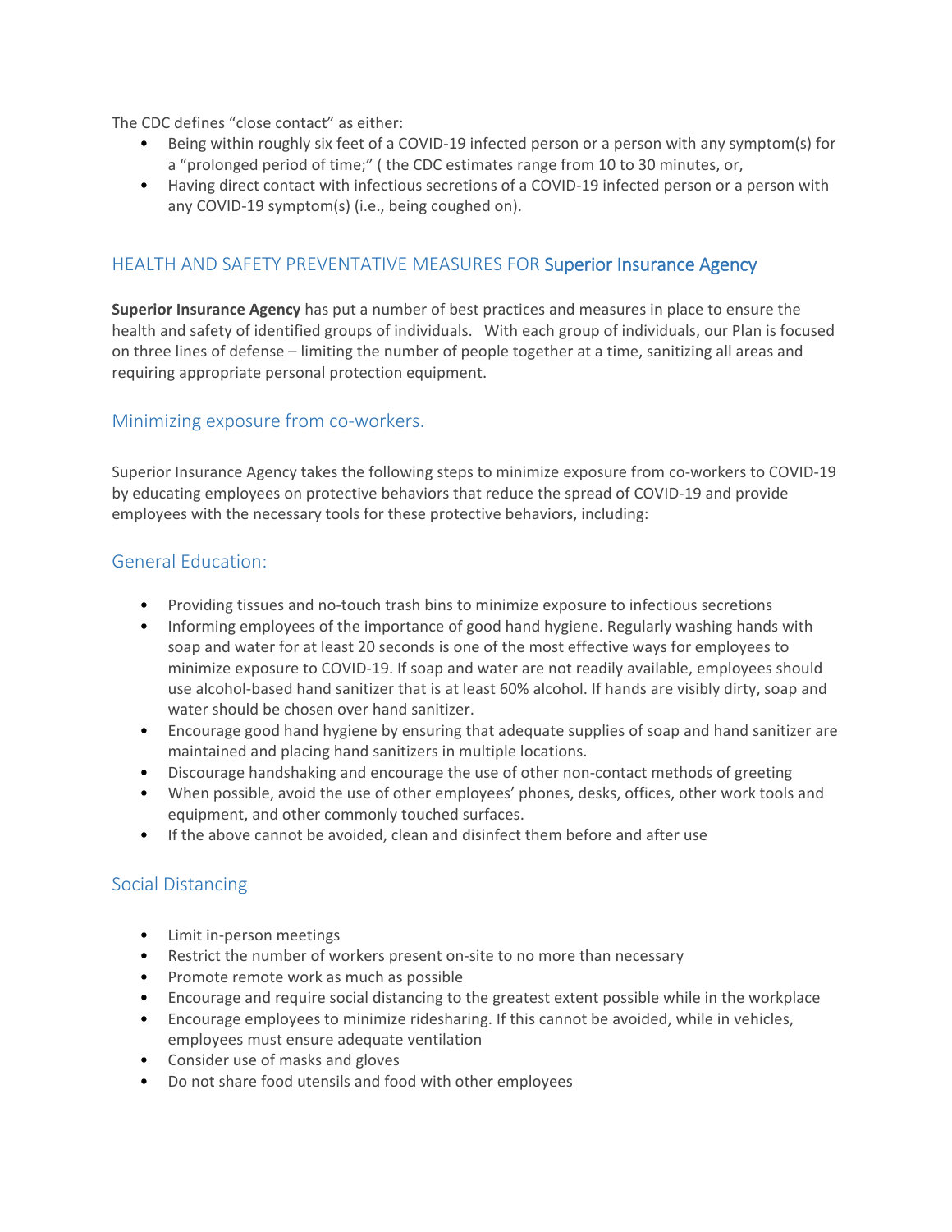The CDC defines "close contact" as either:

- Being within roughly six feet of a COVID-19 infected person or a person with any symptom(s) for a "prolonged period of time;" ( the CDC estimates range from 10 to 30 minutes, or,
- Having direct contact with infectious secretions of a COVID-19 infected person or a person with any COVID-19 symptom(s) (i.e., being coughed on).

## HEALTH AND SAFETY PREVENTATIVE MEASURES FOR Superior Insurance Agency

**Superior Insurance Agency** has put a number of best practices and measures in place to ensure the health and safety of identified groups of individuals. With each group of individuals, our Plan is focused on three lines of defense – limiting the number of people together at a time, sanitizing all areas and requiring appropriate personal protection equipment.

### Minimizing exposure from co-workers.

Superior Insurance Agency takes the following steps to minimize exposure from co-workers to COVID-19 by educating employees on protective behaviors that reduce the spread of COVID-19 and provide employees with the necessary tools for these protective behaviors, including:

### General Education:

- Providing tissues and no-touch trash bins to minimize exposure to infectious secretions
- Informing employees of the importance of good hand hygiene. Regularly washing hands with soap and water for at least 20 seconds is one of the most effective ways for employees to minimize exposure to COVID-19. If soap and water are not readily available, employees should use alcohol-based hand sanitizer that is at least 60% alcohol. If hands are visibly dirty, soap and water should be chosen over hand sanitizer.
- Encourage good hand hygiene by ensuring that adequate supplies of soap and hand sanitizer are maintained and placing hand sanitizers in multiple locations.
- Discourage handshaking and encourage the use of other non-contact methods of greeting
- When possible, avoid the use of other employees' phones, desks, offices, other work tools and equipment, and other commonly touched surfaces.
- If the above cannot be avoided, clean and disinfect them before and after use

### Social Distancing

- Limit in-person meetings
- Restrict the number of workers present on-site to no more than necessary
- Promote remote work as much as possible
- Encourage and require social distancing to the greatest extent possible while in the workplace
- Encourage employees to minimize ridesharing. If this cannot be avoided, while in vehicles, employees must ensure adequate ventilation
- Consider use of masks and gloves
- Do not share food utensils and food with other employees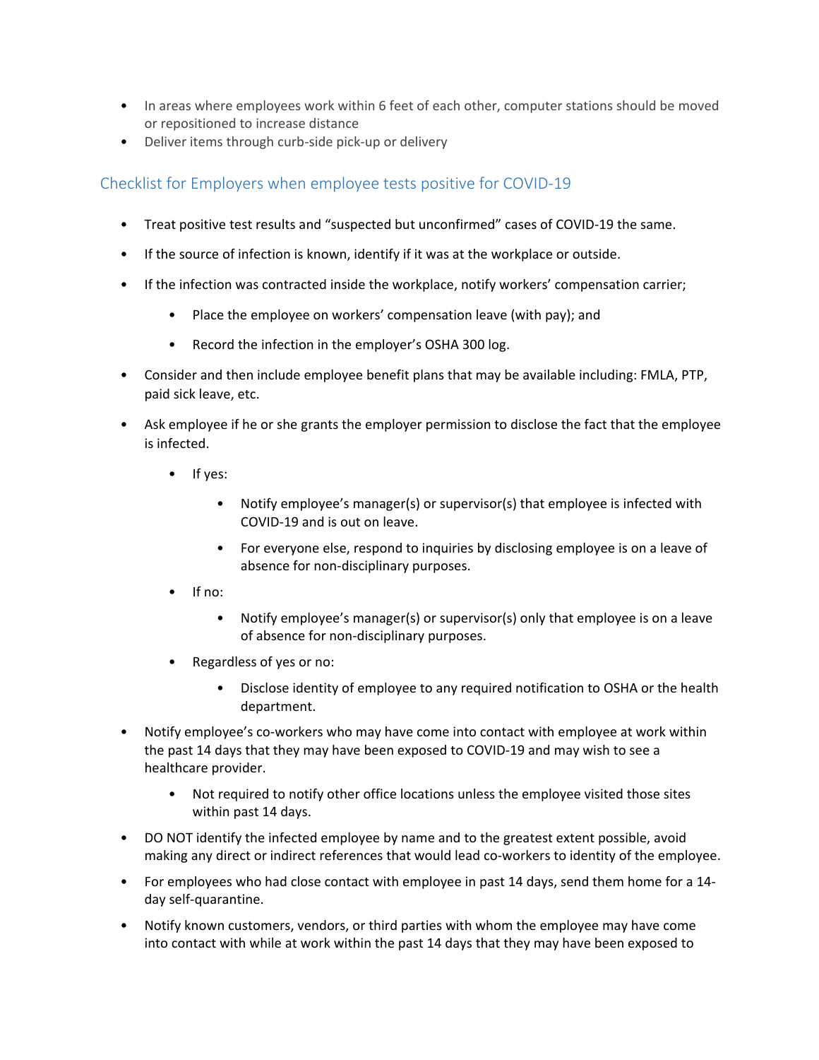- In areas where employees work within 6 feet of each other, computer stations should be moved or repositioned to increase distance
- Deliver items through curb-side pick-up or delivery

## Checklist for Employers when employee tests positive for COVID-19

- Treat positive test results and "suspected but unconfirmed" cases of COVID-19 the same.
- If the source of infection is known, identify if it was at the workplace or outside.
- If the infection was contracted inside the workplace, notify workers' compensation carrier;
  - Place the employee on workers' compensation leave (with pay); and
  - Record the infection in the employer's OSHA 300 log.
- Consider and then include employee benefit plans that may be available including: FMLA, PTP, paid sick leave, etc.
- Ask employee if he or she grants the employer permission to disclose the fact that the employee is infected.
  - If yes:
    - Notify employee's manager(s) or supervisor(s) that employee is infected with COVID-19 and is out on leave.
    - For everyone else, respond to inquiries by disclosing employee is on a leave of absence for non-disciplinary purposes.
  - If no:
    - Notify employee's manager(s) or supervisor(s) only that employee is on a leave of absence for non-disciplinary purposes.
  - Regardless of yes or no:
    - Disclose identity of employee to any required notification to OSHA or the health department.
- Notify employee's co-workers who may have come into contact with employee at work within the past 14 days that they may have been exposed to COVID-19 and may wish to see a healthcare provider.
  - Not required to notify other office locations unless the employee visited those sites within past 14 days.
- DO NOT identify the infected employee by name and to the greatest extent possible, avoid making any direct or indirect references that would lead co-workers to identity of the employee.
- For employees who had close contact with employee in past 14 days, send them home for a 14-day self-quarantine.
- Notify known customers, vendors, or third parties with whom the employee may have come into contact with while at work within the past 14 days that they may have been exposed to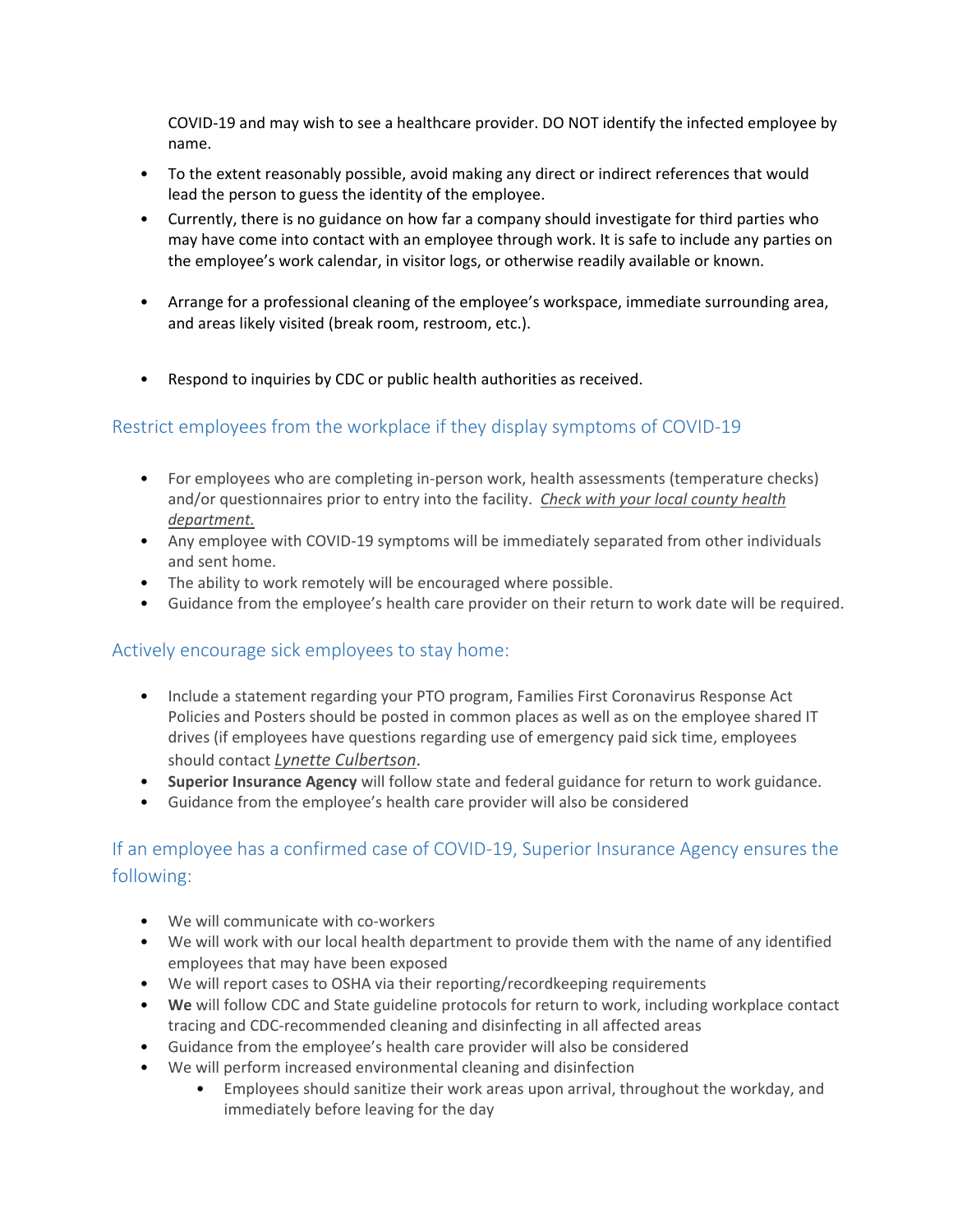COVID-19 and may wish to see a healthcare provider. DO NOT identify the infected employee by name.

- To the extent reasonably possible, avoid making any direct or indirect references that would lead the person to guess the identity of the employee.
- Currently, there is no guidance on how far a company should investigate for third parties who may have come into contact with an employee through work. It is safe to include any parties on the employee's work calendar, in visitor logs, or otherwise readily available or known.
- Arrange for a professional cleaning of the employee's workspace, immediate surrounding area, and areas likely visited (break room, restroom, etc.).
- Respond to inquiries by CDC or public health authorities as received.

## Restrict employees from the workplace if they display symptoms of COVID-19

- For employees who are completing in-person work, health assessments (temperature checks) and/or questionnaires prior to entry into the facility. *Check with your local county health department.*
- Any employee with COVID-19 symptoms will be immediately separated from other individuals and sent home.
- The ability to work remotely will be encouraged where possible.
- Guidance from the employee's health care provider on their return to work date will be required.

## Actively encourage sick employees to stay home:

- Include a statement regarding your PTO program, Families First Coronavirus Response Act Policies and Posters should be posted in common places as well as on the employee shared IT drives (if employees have questions regarding use of emergency paid sick time, employees should contact *Lynette Culbertson*.
- **Superior Insurance Agency** will follow state and federal guidance for return to work guidance.
- Guidance from the employee's health care provider will also be considered

## If an employee has a confirmed case of COVID-19, Superior Insurance Agency ensures the following:

- We will communicate with co-workers
- We will work with our local health department to provide them with the name of any identified employees that may have been exposed
- We will report cases to OSHA via their reporting/recordkeeping requirements
- **We** will follow CDC and State guideline protocols for return to work, including workplace contact tracing and CDC-recommended cleaning and disinfecting in all affected areas
- Guidance from the employee's health care provider will also be considered
- We will perform increased environmental cleaning and disinfection
  - Employees should sanitize their work areas upon arrival, throughout the workday, and immediately before leaving for the day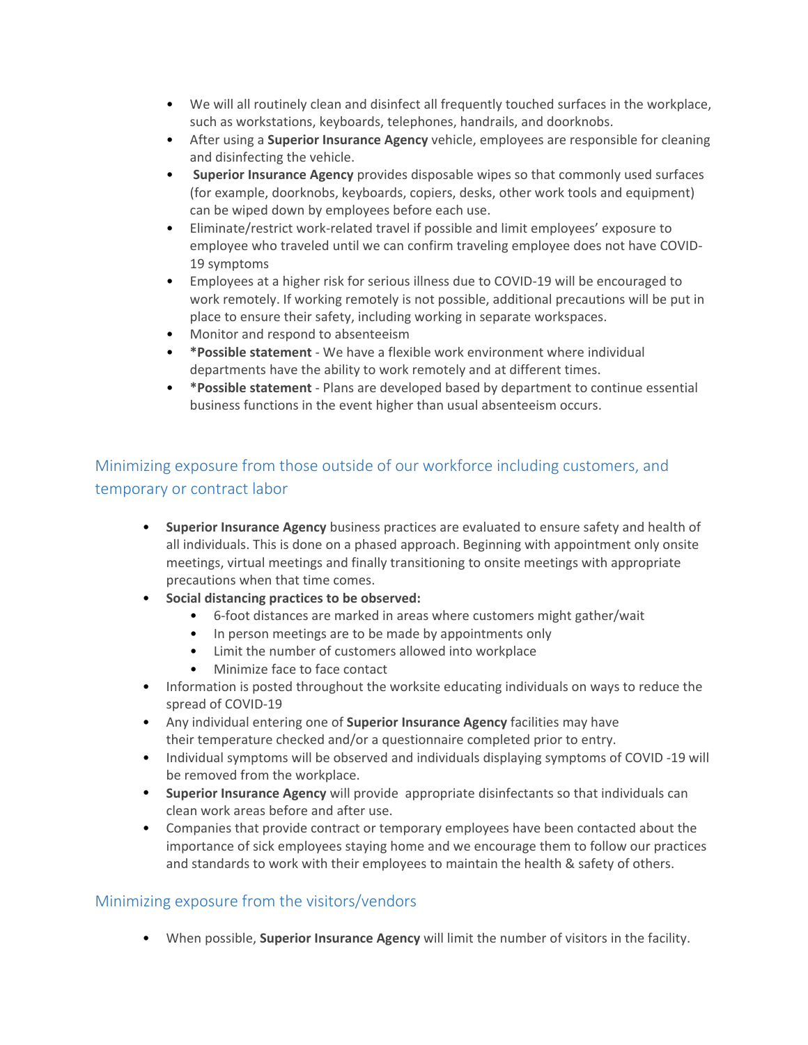- We will all routinely clean and disinfect all frequently touched surfaces in the workplace, such as workstations, keyboards, telephones, handrails, and doorknobs.
- After using a **Superior Insurance Agency** vehicle, employees are responsible for cleaning and disinfecting the vehicle.
- **Superior Insurance Agency** provides disposable wipes so that commonly used surfaces (for example, doorknobs, keyboards, copiers, desks, other work tools and equipment) can be wiped down by employees before each use.
- Eliminate/restrict work-related travel if possible and limit employees' exposure to employee who traveled until we can confirm traveling employee does not have COVID-19 symptoms
- Employees at a higher risk for serious illness due to COVID-19 will be encouraged to work remotely. If working remotely is not possible, additional precautions will be put in place to ensure their safety, including working in separate workspaces.
- Monitor and respond to absenteeism
- ***Possible statement** - We have a flexible work environment where individual departments have the ability to work remotely and at different times.
- ***Possible statement** - Plans are developed based by department to continue essential business functions in the event higher than usual absenteeism occurs.

## Minimizing exposure from those outside of our workforce including customers, and temporary or contract labor

- **Superior Insurance Agency** business practices are evaluated to ensure safety and health of all individuals. This is done on a phased approach. Beginning with appointment only onsite meetings, virtual meetings and finally transitioning to onsite meetings with appropriate precautions when that time comes.
- **Social distancing practices to be observed:**
  - 6-foot distances are marked in areas where customers might gather/wait
  - In person meetings are to be made by appointments only
  - Limit the number of customers allowed into workplace
  - Minimize face to face contact
- Information is posted throughout the worksite educating individuals on ways to reduce the spread of COVID-19
- Any individual entering one of **Superior Insurance Agency** facilities may have their temperature checked and/or a questionnaire completed prior to entry.
- Individual symptoms will be observed and individuals displaying symptoms of COVID -19 will be removed from the workplace.
- **Superior Insurance Agency** will provide appropriate disinfectants so that individuals can clean work areas before and after use.
- Companies that provide contract or temporary employees have been contacted about the importance of sick employees staying home and we encourage them to follow our practices and standards to work with their employees to maintain the health & safety of others.

## Minimizing exposure from the visitors/vendors

- When possible, **Superior Insurance Agency** will limit the number of visitors in the facility.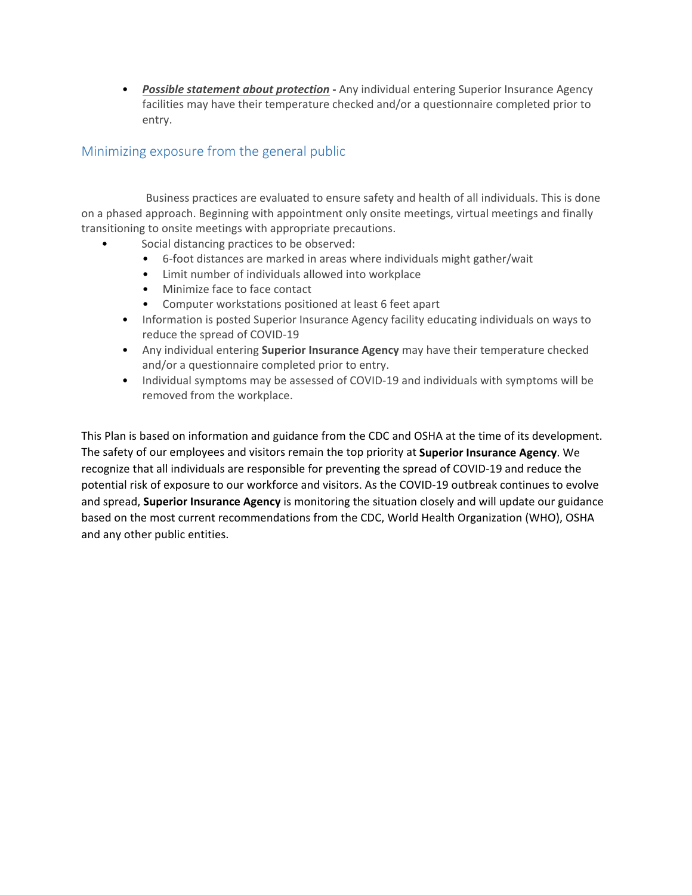- ***Possible statement about protection*** **-** Any individual entering Superior Insurance Agency facilities may have their temperature checked and/or a questionnaire completed prior to entry.

## Minimizing exposure from the general public

Business practices are evaluated to ensure safety and health of all individuals. This is done on a phased approach. Beginning with appointment only onsite meetings, virtual meetings and finally transitioning to onsite meetings with appropriate precautions.

- Social distancing practices to be observed:
  - 6-foot distances are marked in areas where individuals might gather/wait
  - Limit number of individuals allowed into workplace
  - Minimize face to face contact
  - Computer workstations positioned at least 6 feet apart
- Information is posted Superior Insurance Agency facility educating individuals on ways to reduce the spread of COVID-19
- Any individual entering **Superior Insurance Agency** may have their temperature checked and/or a questionnaire completed prior to entry.
- Individual symptoms may be assessed of COVID-19 and individuals with symptoms will be removed from the workplace.

This Plan is based on information and guidance from the CDC and OSHA at the time of its development. The safety of our employees and visitors remain the top priority at **Superior Insurance Agency**. We recognize that all individuals are responsible for preventing the spread of COVID-19 and reduce the potential risk of exposure to our workforce and visitors. As the COVID-19 outbreak continues to evolve and spread, **Superior Insurance Agency** is monitoring the situation closely and will update our guidance based on the most current recommendations from the CDC, World Health Organization (WHO), OSHA and any other public entities.